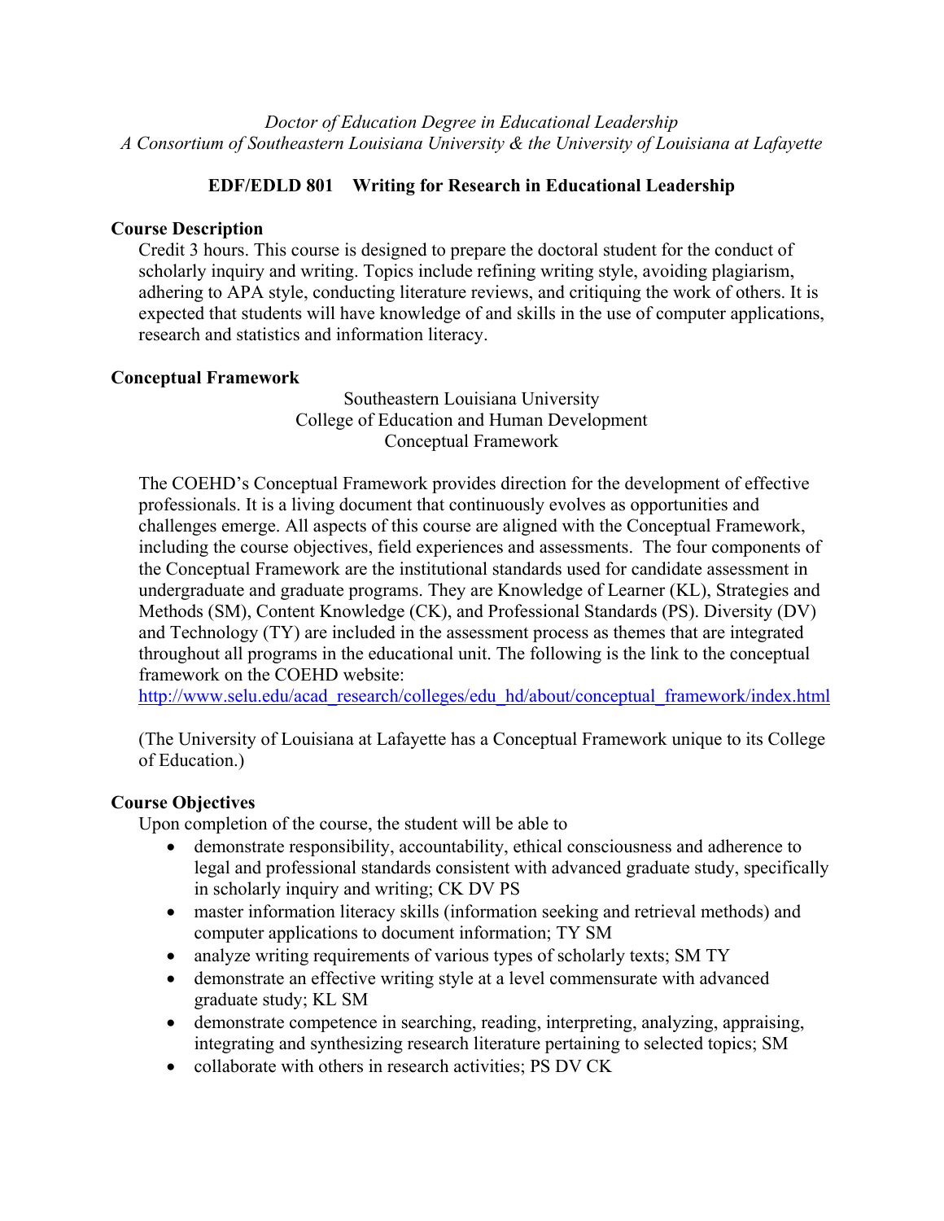*Doctor of Education Degree in Educational Leadership*
*A Consortium of Southeastern Louisiana University & the University of Louisiana at Lafayette*

# EDF/EDLD 801 Writing for Research in Educational Leadership

## Course Description

Credit 3 hours. This course is designed to prepare the doctoral student for the conduct of scholarly inquiry and writing. Topics include refining writing style, avoiding plagiarism, adhering to APA style, conducting literature reviews, and critiquing the work of others. It is expected that students will have knowledge of and skills in the use of computer applications, research and statistics and information literacy.

## Conceptual Framework

Southeastern Louisiana University
College of Education and Human Development
Conceptual Framework

The COEHD's Conceptual Framework provides direction for the development of effective professionals. It is a living document that continuously evolves as opportunities and challenges emerge. All aspects of this course are aligned with the Conceptual Framework, including the course objectives, field experiences and assessments. The four components of the Conceptual Framework are the institutional standards used for candidate assessment in undergraduate and graduate programs. They are Knowledge of Learner (KL), Strategies and Methods (SM), Content Knowledge (CK), and Professional Standards (PS). Diversity (DV) and Technology (TY) are included in the assessment process as themes that are integrated throughout all programs in the educational unit. The following is the link to the conceptual framework on the COEHD website:
http://www.selu.edu/acad_research/colleges/edu_hd/about/conceptual_framework/index.html

(The University of Louisiana at Lafayette has a Conceptual Framework unique to its College of Education.)

## Course Objectives

Upon completion of the course, the student will be able to

- demonstrate responsibility, accountability, ethical consciousness and adherence to legal and professional standards consistent with advanced graduate study, specifically in scholarly inquiry and writing; CK DV PS
- master information literacy skills (information seeking and retrieval methods) and computer applications to document information; TY SM
- analyze writing requirements of various types of scholarly texts; SM TY
- demonstrate an effective writing style at a level commensurate with advanced graduate study; KL SM
- demonstrate competence in searching, reading, interpreting, analyzing, appraising, integrating and synthesizing research literature pertaining to selected topics; SM
- collaborate with others in research activities; PS DV CK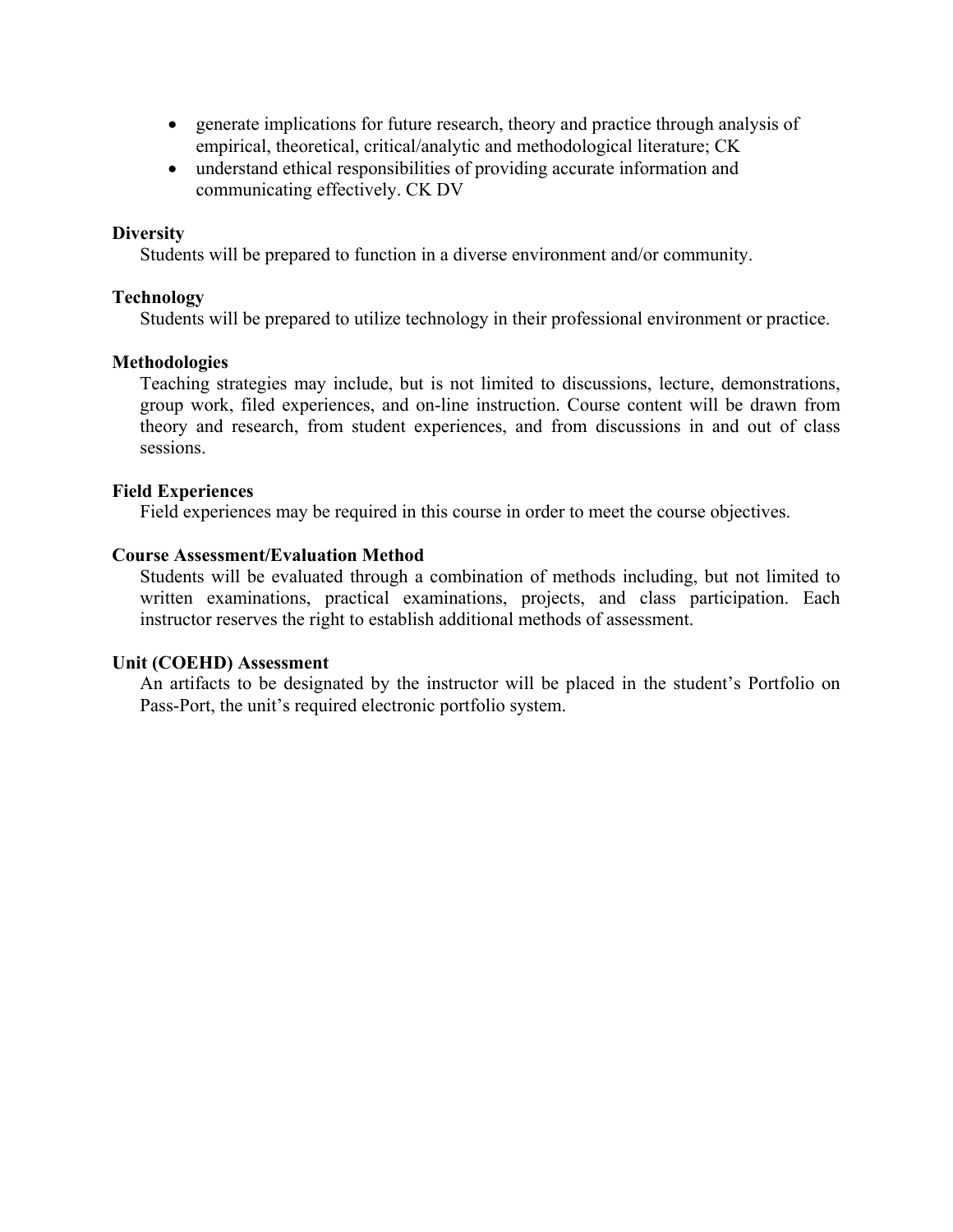- generate implications for future research, theory and practice through analysis of empirical, theoretical, critical/analytic and methodological literature; CK
- understand ethical responsibilities of providing accurate information and communicating effectively. CK DV

**Diversity**

Students will be prepared to function in a diverse environment and/or community.

**Technology**

Students will be prepared to utilize technology in their professional environment or practice.

**Methodologies**

Teaching strategies may include, but is not limited to discussions, lecture, demonstrations, group work, filed experiences, and on-line instruction. Course content will be drawn from theory and research, from student experiences, and from discussions in and out of class sessions.

**Field Experiences**

Field experiences may be required in this course in order to meet the course objectives.

**Course Assessment/Evaluation Method**

Students will be evaluated through a combination of methods including, but not limited to written examinations, practical examinations, projects, and class participation. Each instructor reserves the right to establish additional methods of assessment.

**Unit (COEHD) Assessment**

An artifacts to be designated by the instructor will be placed in the student's Portfolio on Pass-Port, the unit's required electronic portfolio system.